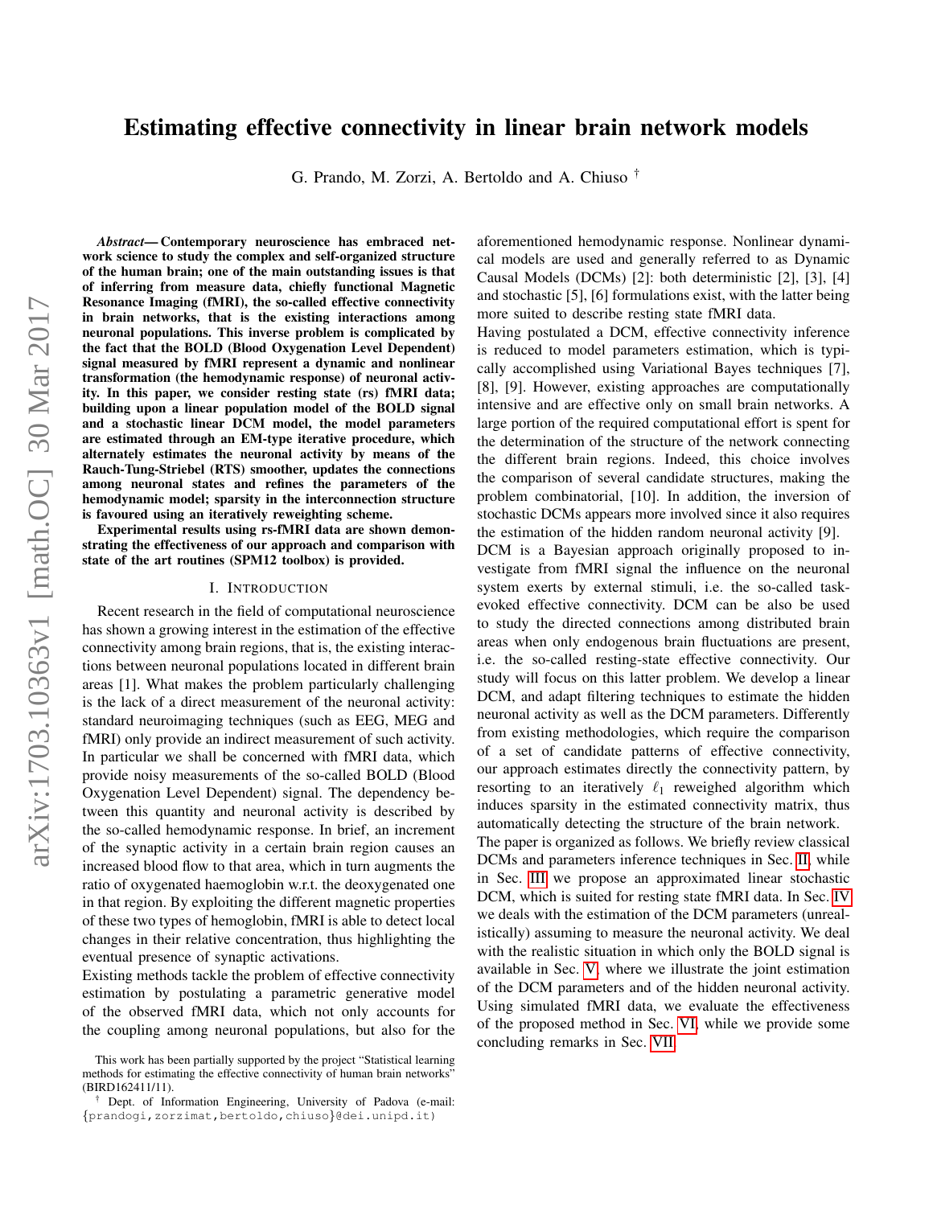# Estimating effective connectivity in linear brain network models

G. Prando, M. Zorzi, A. Bertoldo and A. Chiuso [†]

***Abstract*— Contemporary neuroscience has embraced network science to study the complex and self-organized structure of the human brain; one of the main outstanding issues is that of inferring from measure data, chiefly functional Magnetic Resonance Imaging (fMRI), the so-called effective connectivity in brain networks, that is the existing interactions among neuronal populations. This inverse problem is complicated by the fact that the BOLD (Blood Oxygenation Level Dependent) signal measured by fMRI represent a dynamic and nonlinear transformation (the hemodynamic response) of neuronal activity. In this paper, we consider resting state (rs) fMRI data; building upon a linear population model of the BOLD signal and a stochastic linear DCM model, the model parameters are estimated through an EM-type iterative procedure, which alternately estimates the neuronal activity by means of the Rauch-Tung-Striebel (RTS) smoother, updates the connections among neuronal states and refines the parameters of the hemodynamic model; sparsity in the interconnection structure is favoured using an iteratively reweighting scheme.**

**Experimental results using rs-fMRI data are shown demonstrating the effectiveness of our approach and comparison with state of the art routines (SPM12 toolbox) is provided.**

## I. Introduction

Recent research in the field of computational neuroscience has shown a growing interest in the estimation of the effective connectivity among brain regions, that is, the existing interactions between neuronal populations located in different brain areas [1]. What makes the problem particularly challenging is the lack of a direct measurement of the neuronal activity: standard neuroimaging techniques (such as EEG, MEG and fMRI) only provide an indirect measurement of such activity. In particular we shall be concerned with fMRI data, which provide noisy measurements of the so-called BOLD (Blood Oxygenation Level Dependent) signal. The dependency between this quantity and neuronal activity is described by the so-called hemodynamic response. In brief, an increment of the synaptic activity in a certain brain region causes an increased blood flow to that area, which in turn augments the ratio of oxygenated haemoglobin w.r.t. the deoxygenated one in that region. By exploiting the different magnetic properties of these two types of hemoglobin, fMRI is able to detect local changes in their relative concentration, thus highlighting the eventual presence of synaptic activations.

Existing methods tackle the problem of effective connectivity estimation by postulating a parametric generative model of the observed fMRI data, which not only accounts for the coupling among neuronal populations, but also for the aforementioned hemodynamic response. Nonlinear dynamical models are used and generally referred to as Dynamic Causal Models (DCMs) [2]: both deterministic [2], [3], [4] and stochastic [5], [6] formulations exist, with the latter being more suited to describe resting state fMRI data.

Having postulated a DCM, effective connectivity inference is reduced to model parameters estimation, which is typically accomplished using Variational Bayes techniques [7], [8], [9]. However, existing approaches are computationally intensive and are effective only on small brain networks. A large portion of the required computational effort is spent for the determination of the structure of the network connecting the different brain regions. Indeed, this choice involves the comparison of several candidate structures, making the problem combinatorial, [10]. In addition, the inversion of stochastic DCMs appears more involved since it also requires the estimation of the hidden random neuronal activity [9].

DCM is a Bayesian approach originally proposed to investigate from fMRI signal the influence on the neuronal system exerts by external stimuli, i.e. the so-called task-evoked effective connectivity. DCM can be also be used to study the directed connections among distributed brain areas when only endogenous brain fluctuations are present, i.e. the so-called resting-state effective connectivity. Our study will focus on this latter problem. We develop a linear DCM, and adapt filtering techniques to estimate the hidden neuronal activity as well as the DCM parameters. Differently from existing methodologies, which require the comparison of a set of candidate patterns of effective connectivity, our approach estimates directly the connectivity pattern, by resorting to an iteratively $\ell_1$ reweighed algorithm which induces sparsity in the estimated connectivity matrix, thus automatically detecting the structure of the brain network.

The paper is organized as follows. We briefly review classical DCMs and parameters inference techniques in Sec. II, while in Sec. III we propose an approximated linear stochastic DCM, which is suited for resting state fMRI data. In Sec. IV we deals with the estimation of the DCM parameters (unrealistically) assuming to measure the neuronal activity. We deal with the realistic situation in which only the BOLD signal is available in Sec. V, where we illustrate the joint estimation of the DCM parameters and of the hidden neuronal activity. Using simulated fMRI data, we evaluate the effectiveness of the proposed method in Sec. VI, while we provide some concluding remarks in Sec. VII.

This work has been partially supported by the project "Statistical learning methods for estimating the effective connectivity of human brain networks" (BIRD162411/11).

[†] Dept. of Information Engineering, University of Padova (e-mail: {prandogi,zorzimat,bertoldo,chiuso}@dei.unipd.it)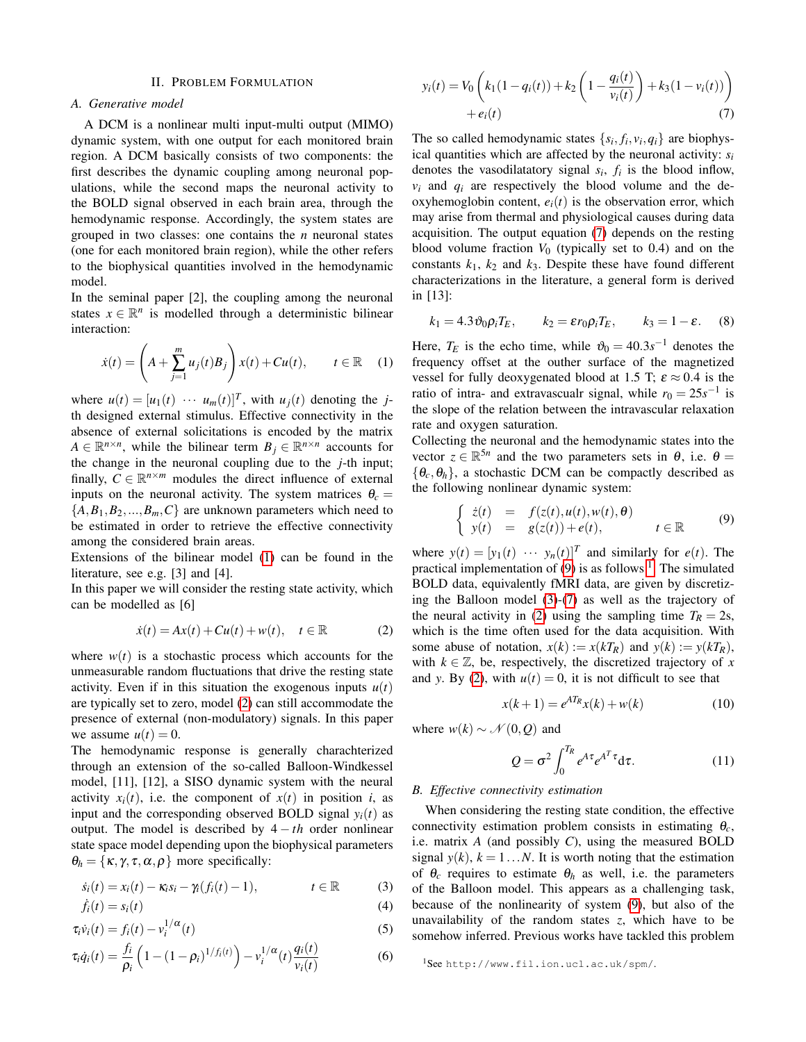## II. Problem Formulation

### A. Generative model

A DCM is a nonlinear multi input-multi output (MIMO) dynamic system, with one output for each monitored brain region. A DCM basically consists of two components: the first describes the dynamic coupling among neuronal populations, while the second maps the neuronal activity to the BOLD signal observed in each brain area, through the hemodynamic response. Accordingly, the system states are grouped in two classes: one contains the $n$ neuronal states (one for each monitored brain region), while the other refers to the biophysical quantities involved in the hemodynamic model.

In the seminal paper [2], the coupling among the neuronal states $x \in \mathbb{R}^n$ is modelled through a deterministic bilinear interaction:

$$\dot{x}(t) = \left( A + \sum_{j=1}^{m} u_j(t) B_j \right) x(t) + Cu(t), \qquad t \in \mathbb{R} \tag{1}$$

where $u(t) = [u_1(t) \ \cdots \ u_m(t)]^T$, with $u_j(t)$ denoting the $j$-th designed external stimulus. Effective connectivity in the absence of external solicitations is encoded by the matrix $A \in \mathbb{R}^{n\times n}$, while the bilinear term $B_j \in \mathbb{R}^{n\times n}$ accounts for the change in the neuronal coupling due to the $j$-th input; finally, $C \in \mathbb{R}^{n\times m}$ modules the direct influence of external inputs on the neuronal activity. The system matrices $\theta_c = \{A, B_1, B_2, ..., B_m, C\}$ are unknown parameters which need to be estimated in order to retrieve the effective connectivity among the considered brain areas.

Extensions of the bilinear model (1) can be found in the literature, see e.g. [3] and [4].

In this paper we will consider the resting state activity, which can be modelled as [6]

$$\dot{x}(t) = Ax(t) + Cu(t) + w(t), \quad t \in \mathbb{R} \tag{2}$$

where $w(t)$ is a stochastic process which accounts for the unmeasurable random fluctuations that drive the resting state activity. Even if in this situation the exogenous inputs $u(t)$ are typically set to zero, model (2) can still accommodate the presence of external (non-modulatory) signals. In this paper we assume $u(t) = 0$.

The hemodynamic response is generally charachterized through an extension of the so-called Balloon-Windkessel model, [11], [12], a SISO dynamic system with the neural activity $x_i(t)$, i.e. the component of $x(t)$ in position $i$, as input and the corresponding observed BOLD signal $y_i(t)$ as output. The model is described by $4-th$ order nonlinear state space model depending upon the biophysical parameters $\theta_h = \{\kappa, \gamma, \tau, \alpha, \rho\}$ more specifically:

$$\dot{s}_i(t) = x_i(t) - \kappa_i s_i - \gamma_i(f_i(t) - 1), \qquad t \in \mathbb{R} \tag{3}$$

$$\dot{f}_i(t) = s_i(t) \tag{4}$$

$$\tau_i \dot{v}_i(t) = f_i(t) - v_i^{1/\alpha}(t) \tag{5}$$

$$\tau_i \dot{q}_i(t) = \frac{f_i}{\rho_i}\left(1 - (1-\rho_i)^{1/f_i(t)}\right) - v_i^{1/\alpha}(t)\frac{q_i(t)}{v_i(t)} \tag{6}$$

$$y_i(t) = V_0 \left( k_1(1 - q_i(t)) + k_2\left(1 - \frac{q_i(t)}{v_i(t)}\right) + k_3(1 - v_i(t)) \right) + e_i(t) \tag{7}$$

The so called hemodynamic states $\{s_i, f_i, v_i, q_i\}$ are biophysical quantities which are affected by the neuronal activity: $s_i$ denotes the vasodilatatory signal $s_i$, $f_i$ is the blood inflow, $v_i$ and $q_i$ are respectively the blood volume and the deoxyhemoglobin content, $e_i(t)$ is the observation error, which may arise from thermal and physiological causes during data acquisition. The output equation (7) depends on the resting blood volume fraction $V_0$ (typically set to 0.4) and on the constants $k_1$, $k_2$ and $k_3$. Despite these have found different characterizations in the literature, a general form is derived in [13]:

$$k_1 = 4.3\vartheta_0 \rho_i T_E, \qquad k_2 = \varepsilon r_0 \rho_i T_E, \qquad k_3 = 1 - \varepsilon. \tag{8}$$

Here, $T_E$ is the echo time, while $\vartheta_0 = 40.3s^{-1}$ denotes the frequency offset at the outher surface of the magnetized vessel for fully deoxygenated blood at 1.5 T; $\varepsilon \approx 0.4$ is the ratio of intra- and extravascualr signal, while $r_0 = 25s^{-1}$ is the slope of the relation between the intravascular relaxation rate and oxygen saturation.

Collecting the neuronal and the hemodynamic states into the vector $z \in \mathbb{R}^{5n}$ and the two parameters sets in $\theta$, i.e. $\theta = \{\theta_c, \theta_h\}$, a stochastic DCM can be compactly described as the following nonlinear dynamic system:

$$\begin{cases} \dot{z}(t) = f(z(t), u(t), w(t), \theta) \\ y(t) = g(z(t)) + e(t), \qquad t \in \mathbb{R} \end{cases} \tag{9}$$

where $y(t) = [y_1(t) \ \cdots \ y_n(t)]^T$ and similarly for $e(t)$. The practical implementation of (9) is as follows[1]. The simulated BOLD data, equivalently fMRI data, are given by discretizing the Balloon model (3)-(7) as well as the trajectory of the neural activity in (2) using the sampling time $T_R = 2$s, which is the time often used for the data acquisition. With some abuse of notation, $x(k) := x(kT_R)$ and $y(k) := y(kT_R)$, with $k \in \mathbb{Z}$, be, respectively, the discretized trajectory of $x$ and $y$. By (2), with $u(t) = 0$, it is not difficult to see that

$$x(k+1) = e^{AT_R}x(k) + w(k) \tag{10}$$

where $w(k) \sim \mathcal{N}(0, Q)$ and

$$Q = \sigma^2 \int_0^{T_R} e^{A\tau} e^{A^T\tau} \mathrm{d}\tau. \tag{11}$$

### B. Effective connectivity estimation

When considering the resting state condition, the effective connectivity estimation problem consists in estimating $\theta_c$, i.e. matrix $A$ (and possibly $C$), using the measured BOLD signal $y(k)$, $k = 1 \ldots N$. It is worth noting that the estimation of $\theta_c$ requires to estimate $\theta_h$ as well, i.e. the parameters of the Balloon model. This appears as a challenging task, because of the nonlinearity of system (9), but also of the unavailability of the random states $z$, which have to be somehow inferred. Previous works have tackled this problem

[1] See http://www.fil.ion.ucl.ac.uk/spm/.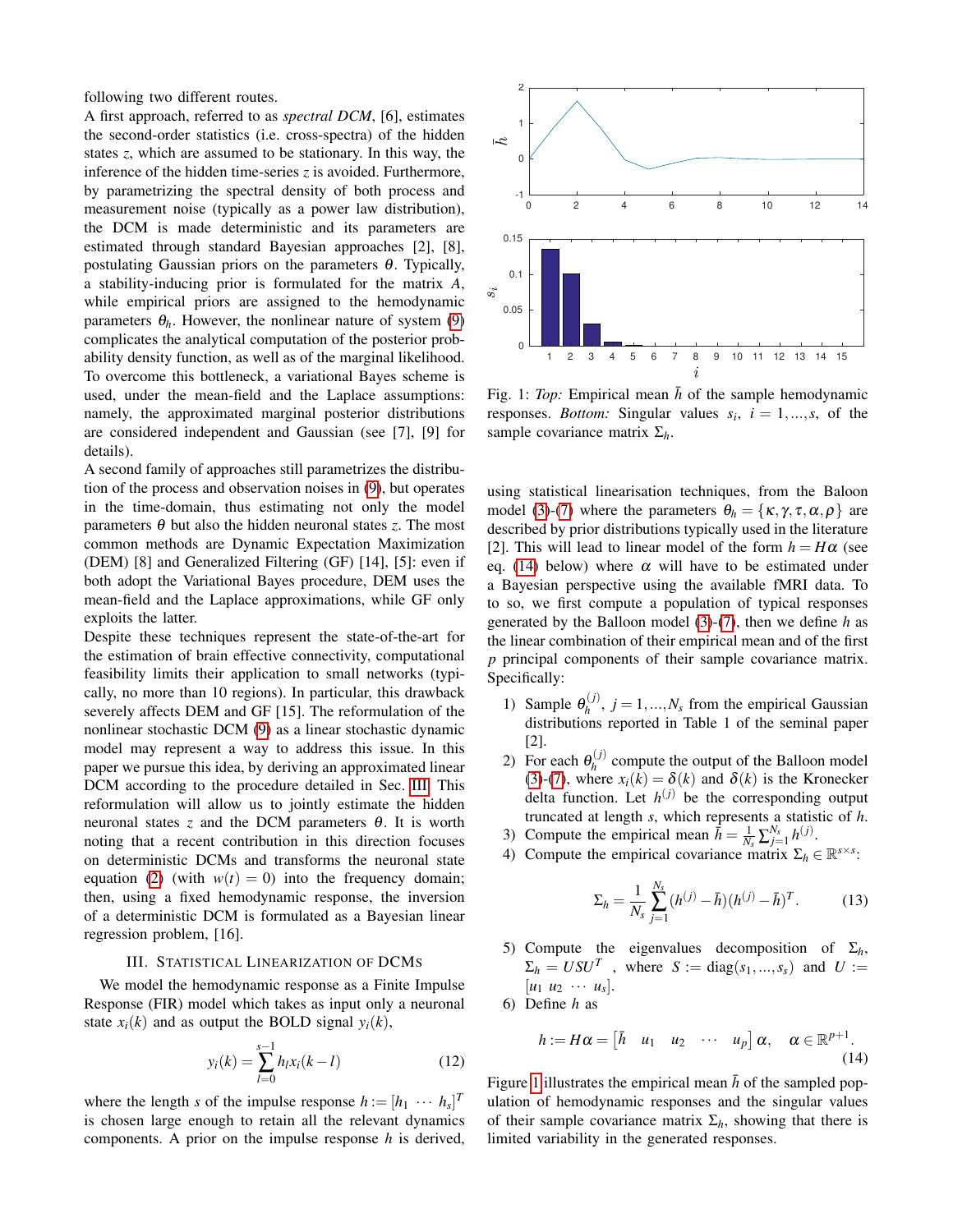following two different routes.

A first approach, referred to as *spectral DCM*, [6], estimates the second-order statistics (i.e. cross-spectra) of the hidden states $z$, which are assumed to be stationary. In this way, the inference of the hidden time-series $z$ is avoided. Furthermore, by parametrizing the spectral density of both process and measurement noise (typically as a power law distribution), the DCM is made deterministic and its parameters are estimated through standard Bayesian approaches [2], [8], postulating Gaussian priors on the parameters $\theta$. Typically, a stability-inducing prior is formulated for the matrix $A$, while empirical priors are assigned to the hemodynamic parameters $\theta_h$. However, the nonlinear nature of system (9) complicates the analytical computation of the posterior probability density function, as well as of the marginal likelihood. To overcome this bottleneck, a variational Bayes scheme is used, under the mean-field and the Laplace assumptions: namely, the approximated marginal posterior distributions are considered independent and Gaussian (see [7], [9] for details).

A second family of approaches still parametrizes the distribution of the process and observation noises in (9), but operates in the time-domain, thus estimating not only the model parameters $\theta$ but also the hidden neuronal states $z$. The most common methods are Dynamic Expectation Maximization (DEM) [8] and Generalized Filtering (GF) [14], [5]: even if both adopt the Variational Bayes procedure, DEM uses the mean-field and the Laplace approximations, while GF only exploits the latter.

Despite these techniques represent the state-of-the-art for the estimation of brain effective connectivity, computational feasibility limits their application to small networks (typically, no more than 10 regions). In particular, this drawback severely affects DEM and GF [15]. The reformulation of the nonlinear stochastic DCM (9) as a linear stochastic dynamic model may represent a way to address this issue. In this paper we pursue this idea, by deriving an approximated linear DCM according to the procedure detailed in Sec. III. This reformulation will allow us to jointly estimate the hidden neuronal states $z$ and the DCM parameters $\theta$. It is worth noting that a recent contribution in this direction focuses on deterministic DCMs and transforms the neuronal state equation (2) (with $w(t) = 0$) into the frequency domain; then, using a fixed hemodynamic response, the inversion of a deterministic DCM is formulated as a Bayesian linear regression problem, [16].

## III. Statistical Linearization of DCMs

We model the hemodynamic response as a Finite Impulse Response (FIR) model which takes as input only a neuronal state $x_i(k)$ and as output the BOLD signal $y_i(k)$,

$$y_i(k) = \sum_{l=0}^{s-1} h_l x_i(k-l) \tag{12}$$

where the length $s$ of the impulse response $h := [h_1 \; \cdots \; h_s]^T$ is chosen large enough to retain all the relevant dynamics components. A prior on the impulse response $h$ is derived, using statistical linearisation techniques, from the Baloon model (3)-(7) where the parameters $\theta_h = \{\kappa, \gamma, \tau, \alpha, \rho\}$ are described by prior distributions typically used in the literature [2]. This will lead to linear model of the form $h = H\alpha$ (see eq. (14) below) where $\alpha$ will have to be estimated under a Bayesian perspective using the available fMRI data. To to so, we first compute a population of typical responses generated by the Balloon model (3)-(7), then we define $h$ as the linear combination of their empirical mean and of the first $p$ principal components of their sample covariance matrix. Specifically:

1) Sample $\theta_h^{(j)}$, $j = 1, \ldots, N_s$ from the empirical Gaussian distributions reported in Table 1 of the seminal paper [2].
2) For each $\theta_h^{(j)}$ compute the output of the Balloon model (3)-(7), where $x_i(k) = \delta(k)$ and $\delta(k)$ is the Kronecker delta function. Let $h^{(j)}$ be the corresponding output truncated at length $s$, which represents a statistic of $h$.
3) Compute the empirical mean $\bar{h} = \frac{1}{N_s}\sum_{j=1}^{N_s} h^{(j)}$.
4) Compute the empirical covariance matrix $\Sigma_h \in \mathbb{R}^{s\times s}$:

$$\Sigma_h = \frac{1}{N_s}\sum_{j=1}^{N_s}(h^{(j)} - \bar{h})(h^{(j)} - \bar{h})^T. \tag{13}$$

5) Compute the eigenvalues decomposition of $\Sigma_h$, $\Sigma_h = USU^T$ , where $S := \text{diag}(s_1, \ldots, s_s)$ and $U := [u_1 \; u_2 \; \cdots \; u_s]$.
6) Define $h$ as

$$h := H\alpha = \begin{bmatrix} \bar{h} & u_1 & u_2 & \cdots & u_p \end{bmatrix} \alpha, \quad \alpha \in \mathbb{R}^{p+1}. \tag{14}$$

Figure 1 illustrates the empirical mean $\bar{h}$ of the sampled population of hemodynamic responses and the singular values of their sample covariance matrix $\Sigma_h$, showing that there is limited variability in the generated responses.

Fig. 1: *Top:* Empirical mean $\bar{h}$ of the sample hemodynamic responses. *Bottom:* Singular values $s_i$, $i = 1, \ldots, s$, of the sample covariance matrix $\Sigma_h$.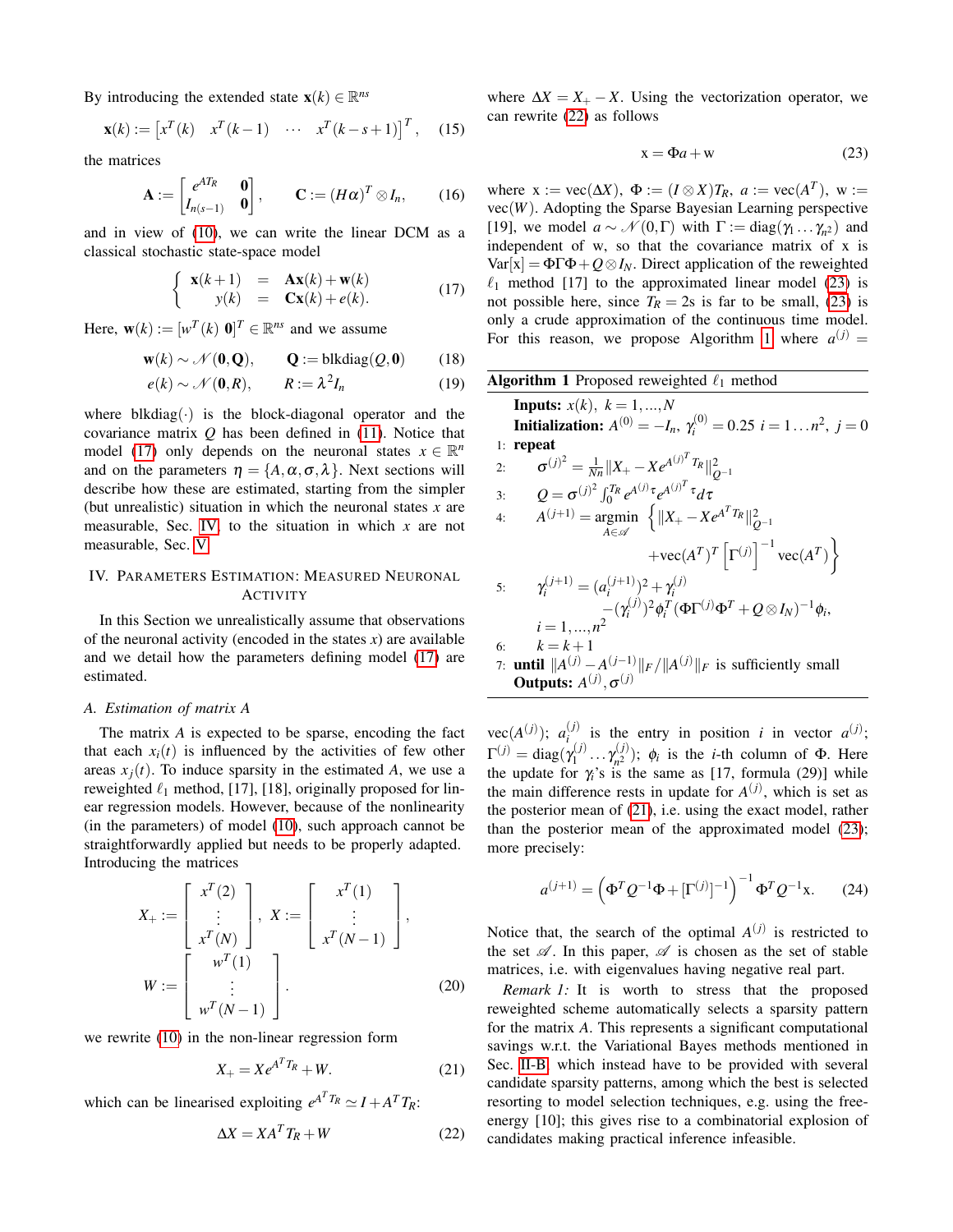By introducing the extended state $\mathbf{x}(k) \in \mathbb{R}^{ns}$

$$\mathbf{x}(k) := \begin{bmatrix} x^T(k) & x^T(k-1) & \cdots & x^T(k-s+1) \end{bmatrix}^T, \quad (15)$$

the matrices

$$\mathbf{A} := \begin{bmatrix} e^{AT_R} & \mathbf{0} \\ I_{n(s-1)} & \mathbf{0} \end{bmatrix}, \qquad \mathbf{C} := (H\alpha)^T \otimes I_n, \quad (16)$$

and in view of (10), we can write the linear DCM as a classical stochastic state-space model

$$\begin{cases} \mathbf{x}(k+1) &= \mathbf{A}\mathbf{x}(k) + \mathbf{w}(k) \\ y(k) &= \mathbf{C}\mathbf{x}(k) + e(k). \end{cases} \quad (17)$$

Here, $\mathbf{w}(k) := [w^T(k) \; \mathbf{0}]^T \in \mathbb{R}^{ns}$ and we assume

$$\mathbf{w}(k) \sim \mathcal{N}(\mathbf{0}, \mathbf{Q}), \qquad \mathbf{Q} := \text{blkdiag}(Q, \mathbf{0}) \quad (18)$$

$$e(k) \sim \mathcal{N}(\mathbf{0}, R), \qquad R := \lambda^2 I_n \quad (19)$$

where blkdiag$(\cdot)$ is the block-diagonal operator and the covariance matrix $Q$ has been defined in (11). Notice that model (17) only depends on the neuronal states $x \in \mathbb{R}^n$ and on the parameters $\eta = \{A, \alpha, \sigma, \lambda\}$. Next sections will describe how these are estimated, starting from the simpler (but unrealistic) situation in which the neuronal states $x$ are measurable, Sec. IV, to the situation in which $x$ are not measurable, Sec. V.

## IV. Parameters Estimation: Measured Neuronal Activity

In this Section we unrealistically assume that observations of the neuronal activity (encoded in the states $x$) are available and we detail how the parameters defining model (17) are estimated.

### A. Estimation of matrix $A$

The matrix $A$ is expected to be sparse, encoding the fact that each $x_i(t)$ is influenced by the activities of few other areas $x_j(t)$. To induce sparsity in the estimated $A$, we use a reweighted $\ell_1$ method, [17], [18], originally proposed for linear regression models. However, because of the nonlinearity (in the parameters) of model (10), such approach cannot be straightforwardly applied but needs to be properly adapted. Introducing the matrices

$$X_+ := \begin{bmatrix} x^T(2) \\ \vdots \\ x^T(N) \end{bmatrix}, \; X := \begin{bmatrix} x^T(1) \\ \vdots \\ x^T(N-1) \end{bmatrix},$$
$$W := \begin{bmatrix} w^T(1) \\ \vdots \\ w^T(N-1) \end{bmatrix}. \quad (20)$$

we rewrite (10) in the non-linear regression form

$$X_+ = X e^{A^T T_R} + W. \quad (21)$$

which can be linearised exploiting $e^{A^T T_R} \simeq I + A^T T_R$:

$$\Delta X = X A^T T_R + W \quad (22)$$

where $\Delta X = X_+ - X$. Using the vectorization operator, we can rewrite (22) as follows

$$\mathrm{x} = \Phi a + \mathrm{w} \quad (23)$$

where $\mathrm{x} := \text{vec}(\Delta X)$, $\Phi := (I \otimes X)T_R$, $a := \text{vec}(A^T)$, $\mathrm{w} := \text{vec}(W)$. Adopting the Sparse Bayesian Learning perspective [19], we model $a \sim \mathcal{N}(0, \Gamma)$ with $\Gamma := \text{diag}(\gamma_1 \ldots \gamma_{n^2})$ and independent of w, so that the covariance matrix of x is $\text{Var}[\mathrm{x}] = \Phi\Gamma\Phi + Q \otimes I_N$. Direct application of the reweighted $\ell_1$ method [17] to the approximated linear model (23) is not possible here, since $T_R = 2$s is far to be small, (23) is only a crude approximation of the continuous time model. For this reason, we propose Algorithm 1 where $a^{(j)} =$ $\text{vec}(A^{(j)})$; $a_i^{(j)}$ is the entry in position $i$ in vector $a^{(j)}$; $\Gamma^{(j)} = \text{diag}(\gamma_1^{(j)} \ldots \gamma_{n^2}^{(j)})$; $\phi_i$ is the $i$-th column of $\Phi$. Here the update for $\gamma_i$'s is the same as [17, formula (29)] while the main difference rests in update for $A^{(j)}$, which is set as the posterior mean of (21), i.e. using the exact model, rather than the posterior mean of the approximated model (23); more precisely:

**Algorithm 1** Proposed reweighted $\ell_1$ method

**Inputs:** $x(k)$, $k = 1, \ldots, N$

**Initialization:** $A^{(0)} = -I_n$, $\gamma_i^{(0)} = 0.25$ $i = 1 \ldots n^2$, $j = 0$

1: **repeat**

2: $\quad \sigma^{(j)^2} = \frac{1}{Nn} \| X_+ - X e^{A^{(j)^T} T_R} \|^2_{Q^{-1}}$

3: $\quad Q = \sigma^{(j)^2} \int_0^{T_R} e^{A^{(j)}\tau} e^{A^{(j)^T}\tau} d\tau$

4: $\quad A^{(j+1)} = \underset{A \in \mathscr{A}}{\text{argmin}} \left\{ \| X_+ - X e^{A^T T_R} \|^2_{Q^{-1}} + \text{vec}(A^T)^T \left[\Gamma^{(j)}\right]^{-1} \text{vec}(A^T) \right\}$

5: $\quad \gamma_i^{(j+1)} = (a_i^{(j+1)})^2 + \gamma_i^{(j)} - (\gamma_i^{(j)})^2 \phi_i^T (\Phi\Gamma^{(j)}\Phi^T + Q \otimes I_N)^{-1} \phi_i,$ $\quad i = 1, \ldots, n^2$

6: $\quad k = k+1$

7: **until** $\|A^{(j)} - A^{(j-1)}\|_F / \|A^{(j)}\|_F$ is sufficiently small

**Outputs:** $A^{(j)}, \sigma^{(j)}$

$$a^{(j+1)} = \left( \Phi^T Q^{-1} \Phi + [\Gamma^{(j)}]^{-1} \right)^{-1} \Phi^T Q^{-1} \mathrm{x}. \quad (24)$$

Notice that, the search of the optimal $A^{(j)}$ is restricted to the set $\mathscr{A}$. In this paper, $\mathscr{A}$ is chosen as the set of stable matrices, i.e. with eigenvalues having negative real part.

*Remark 1:* It is worth to stress that the proposed reweighted scheme automatically selects a sparsity pattern for the matrix $A$. This represents a significant computational savings w.r.t. the Variational Bayes methods mentioned in Sec. II-B, which instead have to be provided with several candidate sparsity patterns, among which the best is selected resorting to model selection techniques, e.g. using the free-energy [10]; this gives rise to a combinatorial explosion of candidates making practical inference infeasible.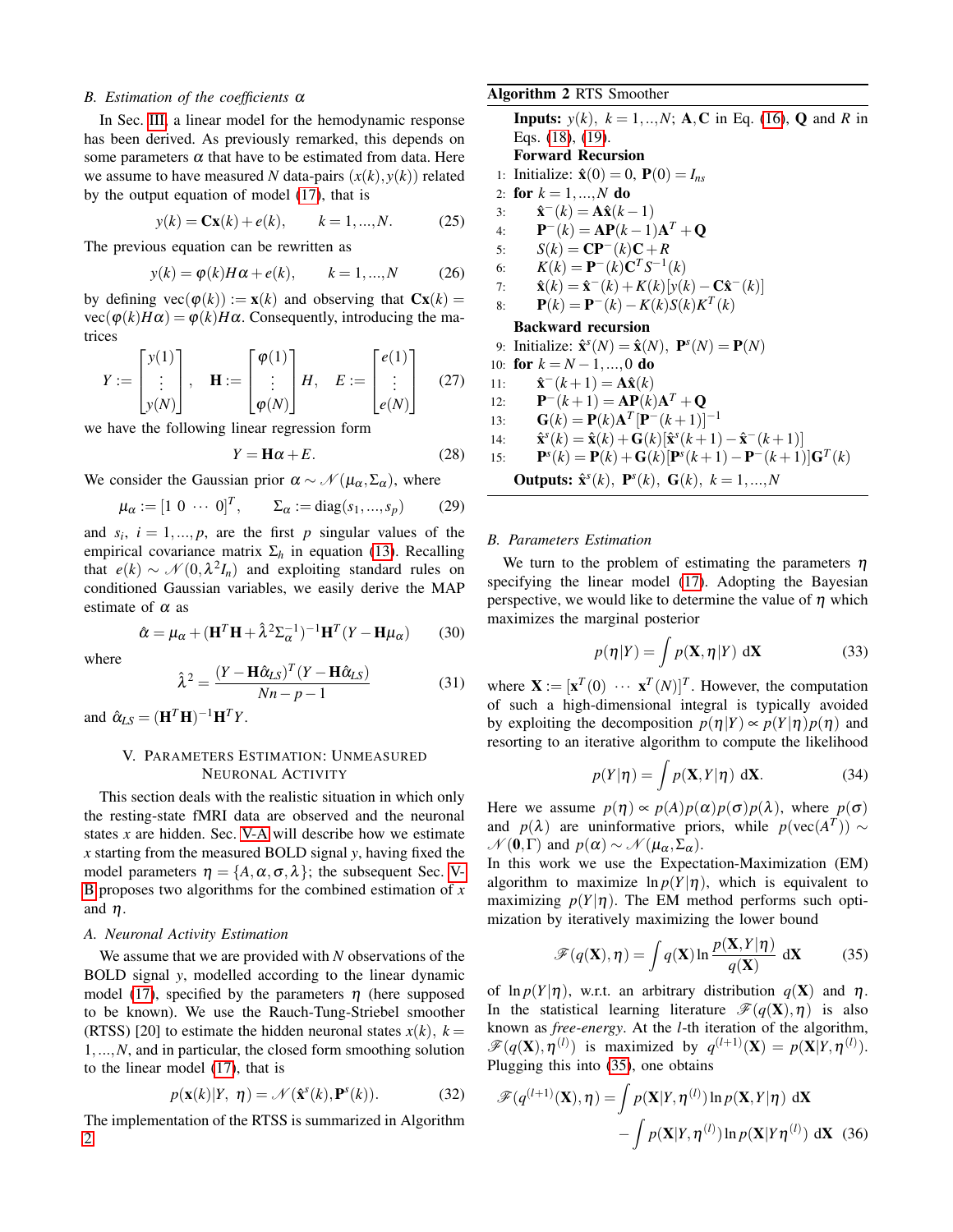### B. Estimation of the coefficients $\alpha$

In Sec. III, a linear model for the hemodynamic response has been derived. As previously remarked, this depends on some parameters $\alpha$ that have to be estimated from data. Here we assume to have measured $N$ data-pairs $(x(k), y(k))$ related by the output equation of model (17), that is

$$y(k) = \mathbf{C}\mathbf{x}(k) + e(k), \qquad k = 1, ..., N. \tag{25}$$

The previous equation can be rewritten as

$$y(k) = \varphi(k) H \alpha + e(k), \qquad k = 1, ..., N \tag{26}$$

by defining $\text{vec}(\varphi(k)) := \mathbf{x}(k)$ and observing that $\mathbf{C}\mathbf{x}(k) = \text{vec}(\varphi(k) H \alpha) = \varphi(k) H \alpha$. Consequently, introducing the matrices

$$Y := \begin{bmatrix} y(1) \\ \vdots \\ y(N) \end{bmatrix}, \quad \mathbf{H} := \begin{bmatrix} \varphi(1) \\ \vdots \\ \varphi(N) \end{bmatrix} H, \quad E := \begin{bmatrix} e(1) \\ \vdots \\ e(N) \end{bmatrix} \tag{27}$$

we have the following linear regression form

$$Y = \mathbf{H}\alpha + E. \tag{28}$$

We consider the Gaussian prior $\alpha \sim \mathcal{N}(\mu_\alpha, \Sigma_\alpha)$, where

$$\mu_\alpha := [1 \ 0 \ \cdots \ 0]^T, \qquad \Sigma_\alpha := \text{diag}(s_1, ..., s_p) \tag{29}$$

and $s_i$, $i = 1, ..., p$, are the first $p$ singular values of the empirical covariance matrix $\Sigma_h$ in equation (13). Recalling that $e(k) \sim \mathcal{N}(0, \lambda^2 I_n)$ and exploiting standard rules on conditioned Gaussian variables, we easily derive the MAP estimate of $\alpha$ as

$$\hat{\alpha} = \mu_\alpha + (\mathbf{H}^T\mathbf{H} + \hat{\lambda}^2 \Sigma_\alpha^{-1})^{-1} \mathbf{H}^T (Y - \mathbf{H}\mu_\alpha) \tag{30}$$

where

$$\hat{\lambda}^2 = \frac{(Y - \mathbf{H}\hat{\alpha}_{LS})^T (Y - \mathbf{H}\hat{\alpha}_{LS})}{Nn - p - 1} \tag{31}$$

and $\hat{\alpha}_{LS} = (\mathbf{H}^T\mathbf{H})^{-1}\mathbf{H}^T Y$.

## V. Parameters Estimation: Unmeasured Neuronal Activity

This section deals with the realistic situation in which only the resting-state fMRI data are observed and the neuronal states $x$ are hidden. Sec. V-A will describe how we estimate $x$ starting from the measured BOLD signal $y$, having fixed the model parameters $\eta = \{A, \alpha, \sigma, \lambda\}$; the subsequent Sec. V-B proposes two algorithms for the combined estimation of $x$ and $\eta$.

### A. Neuronal Activity Estimation

We assume that we are provided with $N$ observations of the BOLD signal $y$, modelled according to the linear dynamic model (17), specified by the parameters $\eta$ (here supposed to be known). We use the Rauch-Tung-Striebel smoother (RTSS) [20] to estimate the hidden neuronal states $x(k)$, $k = 1, ..., N$, and in particular, the closed form smoothing solution to the linear model (17), that is

$$p(\mathbf{x}(k)|Y, \ \eta) = \mathcal{N}(\hat{\mathbf{x}}^s(k), \mathbf{P}^s(k)). \tag{32}$$

The implementation of the RTSS is summarized in Algorithm 2.

**Algorithm 2** RTS Smoother

**Inputs:** $y(k)$, $k = 1, .., N$; $\mathbf{A}, \mathbf{C}$ in Eq. (16), $\mathbf{Q}$ and $R$ in Eqs. (18), (19).

**Forward Recursion**

1: Initialize: $\hat{\mathbf{x}}(0) = 0$, $\mathbf{P}(0) = I_{ns}$
2: **for** $k = 1, ..., N$ **do**
3: $\quad \hat{\mathbf{x}}^-(k) = \mathbf{A}\hat{\mathbf{x}}(k-1)$
4: $\quad \mathbf{P}^-(k) = \mathbf{A}\mathbf{P}(k-1)\mathbf{A}^T + \mathbf{Q}$
5: $\quad S(k) = \mathbf{C}\mathbf{P}^-(k)\mathbf{C} + R$
6: $\quad K(k) = \mathbf{P}^-(k)\mathbf{C}^T S^{-1}(k)$
7: $\quad \hat{\mathbf{x}}(k) = \hat{\mathbf{x}}^-(k) + K(k)[y(k) - \mathbf{C}\hat{\mathbf{x}}^-(k)]$
8: $\quad \mathbf{P}(k) = \mathbf{P}^-(k) - K(k)S(k)K^T(k)$

**Backward recursion**

9: Initialize: $\hat{\mathbf{x}}^s(N) = \hat{\mathbf{x}}(N)$, $\mathbf{P}^s(N) = \mathbf{P}(N)$
10: **for** $k = N-1, ..., 0$ **do**
11: $\quad \hat{\mathbf{x}}^-(k+1) = \mathbf{A}\hat{\mathbf{x}}(k)$
12: $\quad \mathbf{P}^-(k+1) = \mathbf{A}\mathbf{P}(k)\mathbf{A}^T + \mathbf{Q}$
13: $\quad \mathbf{G}(k) = \mathbf{P}(k)\mathbf{A}^T[\mathbf{P}^-(k+1)]^{-1}$
14: $\quad \hat{\mathbf{x}}^s(k) = \hat{\mathbf{x}}(k) + \mathbf{G}(k)[\hat{\mathbf{x}}^s(k+1) - \hat{\mathbf{x}}^-(k+1)]$
15: $\quad \mathbf{P}^s(k) = \mathbf{P}(k) + \mathbf{G}(k)[\mathbf{P}^s(k+1) - \mathbf{P}^-(k+1)]\mathbf{G}^T(k)$

**Outputs:** $\hat{\mathbf{x}}^s(k)$, $\mathbf{P}^s(k)$, $\mathbf{G}(k)$, $k = 1, ..., N$

### B. Parameters Estimation

We turn to the problem of estimating the parameters $\eta$ specifying the linear model (17). Adopting the Bayesian perspective, we would like to determine the value of $\eta$ which maximizes the marginal posterior

$$p(\eta|Y) = \int p(\mathbf{X}, \eta|Y) \ d\mathbf{X} \tag{33}$$

where $\mathbf{X} := [\mathbf{x}^T(0) \ \cdots \ \mathbf{x}^T(N)]^T$. However, the computation of such a high-dimensional integral is typically avoided by exploiting the decomposition $p(\eta|Y) \propto p(Y|\eta)p(\eta)$ and resorting to an iterative algorithm to compute the likelihood

$$p(Y|\eta) = \int p(\mathbf{X}, Y|\eta) \ d\mathbf{X}. \tag{34}$$

Here we assume $p(\eta) \propto p(A)p(\alpha)p(\sigma)p(\lambda)$, where $p(\sigma)$ and $p(\lambda)$ are uninformative priors, while $p(\text{vec}(A^T)) \sim \mathcal{N}(\mathbf{0}, \Gamma)$ and $p(\alpha) \sim \mathcal{N}(\mu_\alpha, \Sigma_\alpha)$.

In this work we use the Expectation-Maximization (EM) algorithm to maximize $\ln p(Y|\eta)$, which is equivalent to maximizing $p(Y|\eta)$. The EM method performs such optimization by iteratively maximizing the lower bound

$$\mathscr{F}(q(\mathbf{X}), \eta) = \int q(\mathbf{X}) \ln \frac{p(\mathbf{X}, Y|\eta)}{q(\mathbf{X})} \ d\mathbf{X} \tag{35}$$

of $\ln p(Y|\eta)$, w.r.t. an arbitrary distribution $q(\mathbf{X})$ and $\eta$. In the statistical learning literature $\mathscr{F}(q(\mathbf{X}), \eta)$ is also known as *free-energy*. At the $l$-th iteration of the algorithm, $\mathscr{F}(q(\mathbf{X}), \eta^{(l)})$ is maximized by $q^{(l+1)}(\mathbf{X}) = p(\mathbf{X}|Y, \eta^{(l)})$. Plugging this into (35), one obtains

$$\mathscr{F}(q^{(l+1)}(\mathbf{X}), \eta) = \int p(\mathbf{X}|Y, \eta^{(l)}) \ln p(\mathbf{X}, Y|\eta) \ d\mathbf{X} - \int p(\mathbf{X}|Y, \eta^{(l)}) \ln p(\mathbf{X}|Y\eta^{(l)}) \ d\mathbf{X} \tag{36}$$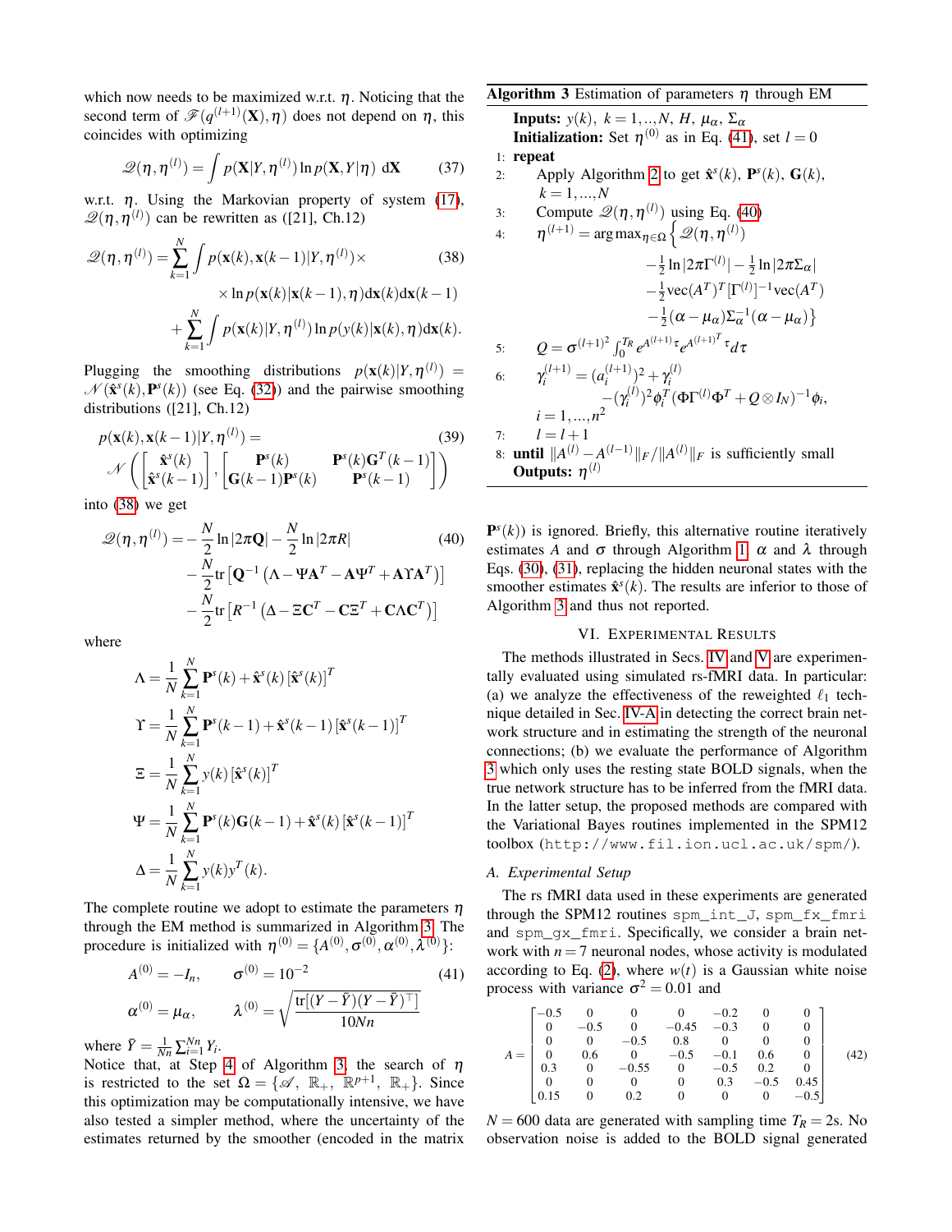which now needs to be maximized w.r.t. $\eta$. Noticing that the second term of $\mathscr{F}(q^{(l+1)}(\mathbf{X}),\eta)$ does not depend on $\eta$, this coincides with optimizing

$$\mathscr{Q}(\eta,\eta^{(l)}) = \int p(\mathbf{X}|Y,\eta^{(l)}) \ln p(\mathbf{X},Y|\eta) \, \mathrm{d}\mathbf{X} \tag{37}$$

w.r.t. $\eta$. Using the Markovian property of system (17), $\mathscr{Q}(\eta,\eta^{(l)})$ can be rewritten as ([21], Ch.12)

$$\begin{aligned}\mathscr{Q}(\eta,\eta^{(l)}) = &\sum_{k=1}^{N} \int p(\mathbf{x}(k),\mathbf{x}(k-1)|Y,\eta^{(l)}) \times \\ &\times \ln p(\mathbf{x}(k)|\mathbf{x}(k-1),\eta) \mathrm{d}\mathbf{x}(k)\mathrm{d}\mathbf{x}(k-1) \\ &+ \sum_{k=1}^{N} \int p(\mathbf{x}(k)|Y,\eta^{(l)}) \ln p(y(k)|\mathbf{x}(k),\eta) \mathrm{d}\mathbf{x}(k).\end{aligned} \tag{38}$$

Plugging the smoothing distributions $p(\mathbf{x}(k)|Y,\eta^{(l)}) = \mathscr{N}(\hat{\mathbf{x}}^s(k),\mathbf{P}^s(k))$ (see Eq. (32)) and the pairwise smoothing distributions ([21], Ch.12)

$$\begin{aligned}&p(\mathbf{x}(k),\mathbf{x}(k-1)|Y,\eta^{(l)}) = \\ &\mathscr{N}\left(\begin{bmatrix}\hat{\mathbf{x}}^s(k) \\ \hat{\mathbf{x}}^s(k-1)\end{bmatrix}, \begin{bmatrix}\mathbf{P}^s(k) & \mathbf{P}^s(k)\mathbf{G}^T(k-1) \\ \mathbf{G}(k-1)\mathbf{P}^s(k) & \mathbf{P}^s(k-1)\end{bmatrix}\right)\end{aligned} \tag{39}$$

into (38) we get

$$\begin{aligned}\mathscr{Q}(\eta,\eta^{(l)}) = &-\frac{N}{2}\ln|2\pi\mathbf{Q}| - \frac{N}{2}\ln|2\pi R| \\ &-\frac{N}{2}\mathrm{tr}\left[\mathbf{Q}^{-1}\left(\Lambda - \Psi\mathbf{A}^T - \mathbf{A}\Psi^T + \mathbf{A}\Upsilon\mathbf{A}^T\right)\right] \\ &-\frac{N}{2}\mathrm{tr}\left[R^{-1}\left(\Delta - \Xi\mathbf{C}^T - \mathbf{C}\Xi^T + \mathbf{C}\Lambda\mathbf{C}^T\right)\right]\end{aligned} \tag{40}$$

where

$$\begin{aligned}\Lambda &= \frac{1}{N}\sum_{k=1}^{N} \mathbf{P}^s(k) + \hat{\mathbf{x}}^s(k)\left[\hat{\mathbf{x}}^s(k)\right]^T \\ \Upsilon &= \frac{1}{N}\sum_{k=1}^{N} \mathbf{P}^s(k-1) + \hat{\mathbf{x}}^s(k-1)\left[\hat{\mathbf{x}}^s(k-1)\right]^T \\ \Xi &= \frac{1}{N}\sum_{k=1}^{N} y(k)\left[\hat{\mathbf{x}}^s(k)\right]^T \\ \Psi &= \frac{1}{N}\sum_{k=1}^{N} \mathbf{P}^s(k)\mathbf{G}(k-1) + \hat{\mathbf{x}}^s(k)\left[\hat{\mathbf{x}}^s(k-1)\right]^T \\ \Delta &= \frac{1}{N}\sum_{k=1}^{N} y(k)y^T(k).\end{aligned}$$

The complete routine we adopt to estimate the parameters $\eta$ through the EM method is summarized in Algorithm 3. The procedure is initialized with $\eta^{(0)} = \{A^{(0)},\sigma^{(0)},\alpha^{(0)},\lambda^{(0)}\}$:

$$\begin{aligned}A^{(0)} &= -I_n, & \sigma^{(0)} &= 10^{-2} \\ \alpha^{(0)} &= \mu_\alpha, & \lambda^{(0)} &= \sqrt{\frac{\mathrm{tr}[(Y-\bar{Y})(Y-\bar{Y})^\top]}{10Nn}}\end{aligned} \tag{41}$$

where $\bar{Y} = \frac{1}{Nn}\sum_{i=1}^{Nn} Y_i$.
Notice that, at Step 4 of Algorithm 3, the search of $\eta$ is restricted to the set $\Omega = \{\mathscr{A},\ \mathbb{R}_+,\ \mathbb{R}^{p+1},\ \mathbb{R}_+\}$. Since this optimization may be computationally intensive, we have also tested a simpler method, where the uncertainty of the estimates returned by the smoother (encoded in the matrix $\mathbf{P}^s(k)$) is ignored. Briefly, this alternative routine iteratively estimates $A$ and $\sigma$ through Algorithm 1, $\alpha$ and $\lambda$ through Eqs. (30), (31), replacing the hidden neuronal states with the smoother estimates $\hat{\mathbf{x}}^s(k)$. The results are inferior to those of Algorithm 3 and thus not reported.

---

**Algorithm 3** Estimation of parameters $\eta$ through EM

**Inputs:** $y(k),\ k=1,..,N,\ H,\ \mu_\alpha,\ \Sigma_\alpha$
**Initialization:** Set $\eta^{(0)}$ as in Eq. (41), set $l=0$

1: **repeat**
2: Apply Algorithm 2 to get $\hat{\mathbf{x}}^s(k)$, $\mathbf{P}^s(k)$, $\mathbf{G}(k)$, $k=1,...,N$
3: Compute $\mathscr{Q}(\eta,\eta^{(l)})$ using Eq. (40)
4: $\eta^{(l+1)} = \arg\max_{\eta\in\Omega}\Big\{\mathscr{Q}(\eta,\eta^{(l)}) - \frac{1}{2}\ln|2\pi\Gamma^{(l)}| - \frac{1}{2}\ln|2\pi\Sigma_\alpha| - \frac{1}{2}\mathrm{vec}(A^T)^T[\Gamma^{(l)}]^{-1}\mathrm{vec}(A^T) - \frac{1}{2}(\alpha-\mu_\alpha)\Sigma_\alpha^{-1}(\alpha-\mu_\alpha)\Big\}$
5: $Q = \sigma^{(l+1)^2}\int_0^{T_R} e^{A^{(l+1)}\tau}e^{A^{(l+1)^T}\tau}d\tau$
6: $\gamma_i^{(l+1)} = (a_i^{(l+1)})^2 + \gamma_i^{(l)} - (\gamma_i^{(l)})^2\phi_i^T(\Phi\Gamma^{(l)}\Phi^T + Q\otimes I_N)^{-1}\phi_i$, $i=1,...,n^2$
7: $l = l+1$
8: **until** $\|A^{(l)} - A^{(l-1)}\|_F/\|A^{(l)}\|_F$ is sufficiently small

**Outputs:** $\eta^{(l)}$

---

## VI. Experimental Results

The methods illustrated in Secs. IV and V are experimentally evaluated using simulated rs-fMRI data. In particular: (a) we analyze the effectiveness of the reweighted $\ell_1$ technique detailed in Sec. IV-A in detecting the correct brain network structure and in estimating the strength of the neuronal connections; (b) we evaluate the performance of Algorithm 3 which only uses the resting state BOLD signals, when the true network structure has to be inferred from the fMRI data. In the latter setup, the proposed methods are compared with the Variational Bayes routines implemented in the SPM12 toolbox (`http://www.fil.ion.ucl.ac.uk/spm/`).

### A. Experimental Setup

The rs fMRI data used in these experiments are generated through the SPM12 routines `spm_int_J`, `spm_fx_fmri` and `spm_gx_fmri`. Specifically, we consider a brain network with $n=7$ neuronal nodes, whose activity is modulated according to Eq. (2), where $w(t)$ is a Gaussian white noise process with variance $\sigma^2 = 0.01$ and

$$A = \begin{bmatrix} -0.5 & 0 & 0 & 0 & -0.2 & 0 & 0 \\ 0 & -0.5 & 0 & -0.45 & -0.3 & 0 & 0 \\ 0 & 0 & -0.5 & 0.8 & 0 & 0 & 0 \\ 0 & 0.6 & 0 & -0.5 & -0.1 & 0.6 & 0 \\ 0.3 & 0 & -0.55 & 0 & -0.5 & 0.2 & 0 \\ 0 & 0 & 0 & 0 & 0.3 & -0.5 & 0.45 \\ 0.15 & 0 & 0.2 & 0 & 0 & 0 & -0.5 \end{bmatrix} \tag{42}$$

$N = 600$ data are generated with sampling time $T_R = 2$s. No observation noise is added to the BOLD signal generated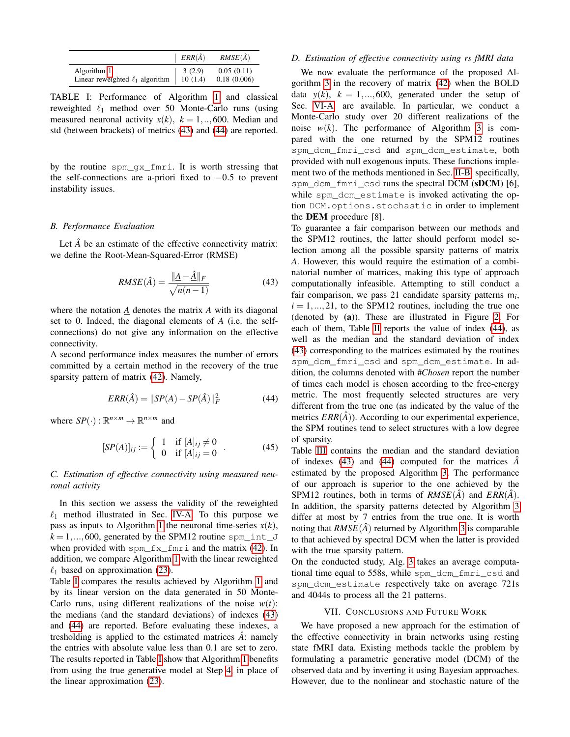|  | $ERR(\hat{A})$ | $RMSE(\hat{A})$ |
|---|---|---|
| Algorithm 1 | 3 (2.9) | 0.05 (0.11) |
| Linear reweighted $\ell_1$ algorithm | 10 (1.4) | 0.18 (0.006) |

TABLE I: Performance of Algorithm 1 and classical reweighted $\ell_1$ method over 50 Monte-Carlo runs (using measured neuronal activity $x(k)$, $k = 1,..,600$. Median and std (between brackets) of metrics (43) and (44) are reported.

by the routine `spm_gx_fmri`. It is worth stressing that the self-connections are a-priori fixed to $-0.5$ to prevent instability issues.

### B. Performance Evaluation

Let $\hat{A}$ be an estimate of the effective connectivity matrix: we define the Root-Mean-Squared-Error (RMSE)

$$RMSE(\hat{A}) = \frac{\|\underline{A} - \underline{\hat{A}}\|_F}{\sqrt{n(n-1)}} \tag{43}$$

where the notation $\underline{A}$ denotes the matrix $A$ with its diagonal set to 0. Indeed, the diagonal elements of $A$ (i.e. the self-connections) do not give any information on the effective connectivity.

A second performance index measures the number of errors committed by a certain method in the recovery of the true sparsity pattern of matrix (42). Namely,

$$ERR(\hat{A}) = \|SP(A) - SP(\hat{A})\|_F^2 \tag{44}$$

where $SP(\cdot) : \mathbb{R}^{n\times m} \to \mathbb{R}^{n\times m}$ and

$$[SP(A)]_{ij} := \begin{cases} 1 & \text{if } [A]_{ij} \neq 0 \\ 0 & \text{if } [A]_{ij} = 0 \end{cases} . \tag{45}$$

### C. Estimation of effective connectivity using measured neuronal activity

In this section we assess the validity of the reweighted $\ell_1$ method illustrated in Sec. IV-A. To this purpose we pass as inputs to Algorithm 1 the neuronal time-series $x(k)$, $k = 1,...,600$, generated by the SPM12 routine `spm_int_J` when provided with `spm_fx_fmri` and the matrix (42). In addition, we compare Algorithm 1 with the linear reweighted $\ell_1$ based on approximation (23).

Table I compares the results achieved by Algorithm 1 and by its linear version on the data generated in 50 Monte-Carlo runs, using different realizations of the noise $w(t)$: the medians (and the standard deviations) of indexes (43) and (44) are reported. Before evaluating these indexes, a tresholding is applied to the estimated matrices $\hat{A}$: namely the entries with absolute value less than 0.1 are set to zero. The results reported in Table I show that Algorithm 1 benefits from using the true generative model at Step 4 in place of the linear approximation (23).

### D. Estimation of effective connectivity using rs fMRI data

We now evaluate the performance of the proposed Algorithm 3 in the recovery of matrix (42) when the BOLD data $y(k)$, $k = 1,...,600$, generated under the setup of Sec. VI-A are available. In particular, we conduct a Monte-Carlo study over 20 different realizations of the noise $w(k)$. The performance of Algorithm 3 is compared with the one returned by the SPM12 routines `spm_dcm_fmri_csd` and `spm_dcm_estimate`, both provided with null exogenous inputs. These functions implement two of the methods mentioned in Sec. II-B: specifically, `spm_dcm_fmri_csd` runs the spectral DCM (**sDCM**) [6], while `spm_dcm_estimate` is invoked activating the option `DCM.options.stochastic` in order to implement the **DEM** procedure [8].

To guarantee a fair comparison between our methods and the SPM12 routines, the latter should perform model selection among all the possible sparsity patterns of matrix $A$. However, this would require the estimation of a combinatorial number of matrices, making this type of approach computationally infeasible. Attempting to still conduct a fair comparison, we pass 21 candidate sparsity patterns $\mathsf{m}_i$, $i = 1,...,21$, to the SPM12 routines, including the true one (denoted by **(a)**). These are illustrated in Figure 2. For each of them, Table II reports the value of index (44), as well as the median and the standard deviation of index (43) corresponding to the matrices estimated by the routines `spm_dcm_fmri_csd` and `spm_dcm_estimate`. In addition, the columns denoted with *#Chosen* report the number of times each model is chosen according to the free-energy metric. The most frequently selected structures are very different from the true one (as indicated by the value of the metrics $ERR(\hat{A})$). According to our experimental experience, the SPM routines tend to select structures with a low degree of sparsity.

Table III contains the median and the standard deviation of indexes (43) and (44) computed for the matrices $\hat{A}$ estimated by the proposed Algorithm 3. The performance of our approach is superior to the one achieved by the SPM12 routines, both in terms of $RMSE(\hat{A})$ and $ERR(\hat{A})$. In addition, the sparsity patterns detected by Algorithm 3 differ at most by 7 entries from the true one. It is worth noting that $RMSE(\hat{A})$ returned by Algorithm 3 is comparable to that achieved by spectral DCM when the latter is provided with the true sparsity pattern.

On the conducted study, Alg. 3 takes an average computational time equal to 558s, while `spm_dcm_fmri_csd` and `spm_dcm_estimate` respectively take on average 721s and 4044s to process all the 21 patterns.

## VII. Conclusions and Future Work

We have proposed a new approach for the estimation of the effective connectivity in brain networks using resting state fMRI data. Existing methods tackle the problem by formulating a parametric generative model (DCM) of the observed data and by inverting it using Bayesian approaches. However, due to the nonlinear and stochastic nature of the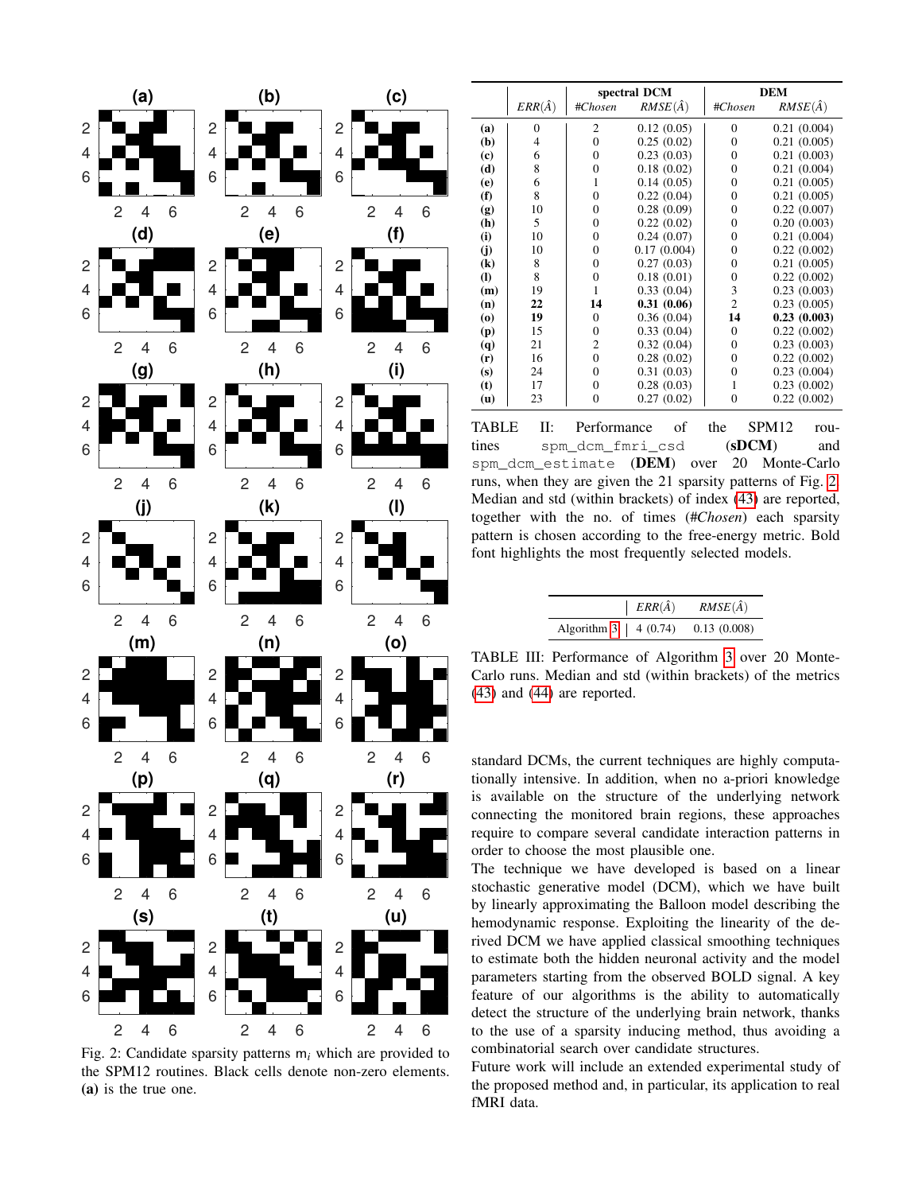Fig. 2: Candidate sparsity patterns $m_i$ which are provided to the SPM12 routines. Black cells denote non-zero elements. **(a)** is the true one.

| | $ERR(\hat{A})$ | spectral DCM | | DEM | |
|---|---|---|---|---|---|
| | | *#Chosen* | $RMSE(\hat{A})$ | *#Chosen* | $RMSE(\hat{A})$ |
| **(a)** | 0 | 2 | 0.12 (0.05) | 0 | 0.21 (0.004) |
| **(b)** | 4 | 0 | 0.25 (0.02) | 0 | 0.21 (0.005) |
| **(c)** | 6 | 0 | 0.23 (0.03) | 0 | 0.21 (0.003) |
| **(d)** | 8 | 0 | 0.18 (0.02) | 0 | 0.21 (0.004) |
| **(e)** | 6 | 1 | 0.14 (0.05) | 0 | 0.21 (0.005) |
| **(f)** | 8 | 0 | 0.22 (0.04) | 0 | 0.21 (0.005) |
| **(g)** | 10 | 0 | 0.28 (0.09) | 0 | 0.22 (0.007) |
| **(h)** | 5 | 0 | 0.22 (0.02) | 0 | 0.20 (0.003) |
| **(i)** | 10 | 0 | 0.24 (0.07) | 0 | 0.21 (0.004) |
| **(j)** | 10 | 0 | 0.17 (0.004) | 0 | 0.22 (0.002) |
| **(k)** | 8 | 0 | 0.27 (0.03) | 0 | 0.21 (0.005) |
| **(l)** | 8 | 0 | 0.18 (0.01) | 0 | 0.22 (0.002) |
| **(m)** | 19 | 1 | 0.33 (0.04) | 3 | 0.23 (0.003) |
| **(n)** | **22** | **14** | **0.31 (0.06)** | 2 | 0.23 (0.005) |
| **(o)** | **19** | 0 | 0.36 (0.04) | **14** | **0.23 (0.003)** |
| **(p)** | 15 | 0 | 0.33 (0.04) | 0 | 0.22 (0.002) |
| **(q)** | 21 | 2 | 0.32 (0.04) | 0 | 0.23 (0.003) |
| **(r)** | 16 | 0 | 0.28 (0.02) | 0 | 0.22 (0.002) |
| **(s)** | 24 | 0 | 0.31 (0.03) | 0 | 0.23 (0.004) |
| **(t)** | 17 | 0 | 0.28 (0.03) | 1 | 0.23 (0.002) |
| **(u)** | 23 | 0 | 0.27 (0.02) | 0 | 0.22 (0.002) |

TABLE II: Performance of the SPM12 routines `spm_dcm_fmri_csd` (**sDCM**) and `spm_dcm_estimate` (**DEM**) over 20 Monte-Carlo runs, when they are given the 21 sparsity patterns of Fig. 2. Median and std (within brackets) of index (43) are reported, together with the no. of times (*#Chosen*) each sparsity pattern is chosen according to the free-energy metric. Bold font highlights the most frequently selected models.

| | $ERR(\hat{A})$ | $RMSE(\hat{A})$ |
|---|---|---|
| Algorithm 3 | 4 (0.74) | 0.13 (0.008) |

TABLE III: Performance of Algorithm 3 over 20 Monte-Carlo runs. Median and std (within brackets) of the metrics (43) and (44) are reported.

standard DCMs, the current techniques are highly computationally intensive. In addition, when no a-priori knowledge is available on the structure of the underlying network connecting the monitored brain regions, these approaches require to compare several candidate interaction patterns in order to choose the most plausible one.

The technique we have developed is based on a linear stochastic generative model (DCM), which we have built by linearly approximating the Balloon model describing the hemodynamic response. Exploiting the linearity of the derived DCM we have applied classical smoothing techniques to estimate both the hidden neuronal activity and the model parameters starting from the observed BOLD signal. A key feature of our algorithms is the ability to automatically detect the structure of the underlying brain network, thanks to the use of a sparsity inducing method, thus avoiding a combinatorial search over candidate structures.

Future work will include an extended experimental study of the proposed method and, in particular, its application to real fMRI data.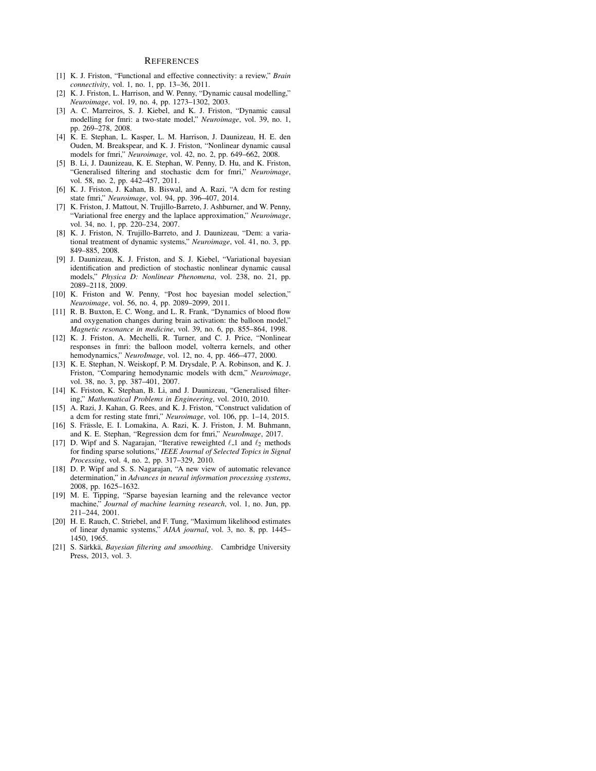# References

[1] K. J. Friston, "Functional and effective connectivity: a review," *Brain connectivity*, vol. 1, no. 1, pp. 13–36, 2011.

[2] K. J. Friston, L. Harrison, and W. Penny, "Dynamic causal modelling," *Neuroimage*, vol. 19, no. 4, pp. 1273–1302, 2003.

[3] A. C. Marreiros, S. J. Kiebel, and K. J. Friston, "Dynamic causal modelling for fmri: a two-state model," *Neuroimage*, vol. 39, no. 1, pp. 269–278, 2008.

[4] K. E. Stephan, L. Kasper, L. M. Harrison, J. Daunizeau, H. E. den Ouden, M. Breakspear, and K. J. Friston, "Nonlinear dynamic causal models for fmri," *Neuroimage*, vol. 42, no. 2, pp. 649–662, 2008.

[5] B. Li, J. Daunizeau, K. E. Stephan, W. Penny, D. Hu, and K. Friston, "Generalised filtering and stochastic dcm for fmri," *Neuroimage*, vol. 58, no. 2, pp. 442–457, 2011.

[6] K. J. Friston, J. Kahan, B. Biswal, and A. Razi, "A dcm for resting state fmri," *Neuroimage*, vol. 94, pp. 396–407, 2014.

[7] K. Friston, J. Mattout, N. Trujillo-Barreto, J. Ashburner, and W. Penny, "Variational free energy and the laplace approximation," *Neuroimage*, vol. 34, no. 1, pp. 220–234, 2007.

[8] K. J. Friston, N. Trujillo-Barreto, and J. Daunizeau, "Dem: a variational treatment of dynamic systems," *Neuroimage*, vol. 41, no. 3, pp. 849–885, 2008.

[9] J. Daunizeau, K. J. Friston, and S. J. Kiebel, "Variational bayesian identification and prediction of stochastic nonlinear dynamic causal models," *Physica D: Nonlinear Phenomena*, vol. 238, no. 21, pp. 2089–2118, 2009.

[10] K. Friston and W. Penny, "Post hoc bayesian model selection," *Neuroimage*, vol. 56, no. 4, pp. 2089–2099, 2011.

[11] R. B. Buxton, E. C. Wong, and L. R. Frank, "Dynamics of blood flow and oxygenation changes during brain activation: the balloon model," *Magnetic resonance in medicine*, vol. 39, no. 6, pp. 855–864, 1998.

[12] K. J. Friston, A. Mechelli, R. Turner, and C. J. Price, "Nonlinear responses in fmri: the balloon model, volterra kernels, and other hemodynamics," *NeuroImage*, vol. 12, no. 4, pp. 466–477, 2000.

[13] K. E. Stephan, N. Weiskopf, P. M. Drysdale, P. A. Robinson, and K. J. Friston, "Comparing hemodynamic models with dcm," *Neuroimage*, vol. 38, no. 3, pp. 387–401, 2007.

[14] K. Friston, K. Stephan, B. Li, and J. Daunizeau, "Generalised filtering," *Mathematical Problems in Engineering*, vol. 2010, 2010.

[15] A. Razi, J. Kahan, G. Rees, and K. J. Friston, "Construct validation of a dcm for resting state fmri," *Neuroimage*, vol. 106, pp. 1–14, 2015.

[16] S. Frässle, E. I. Lomakina, A. Razi, K. J. Friston, J. M. Buhmann, and K. E. Stephan, "Regression dcm for fmri," *NeuroImage*, 2017.

[17] D. Wipf and S. Nagarajan, "Iterative reweighted $\ell\_1$ and $\ell_2$ methods for finding sparse solutions," *IEEE Journal of Selected Topics in Signal Processing*, vol. 4, no. 2, pp. 317–329, 2010.

[18] D. P. Wipf and S. S. Nagarajan, "A new view of automatic relevance determination," in *Advances in neural information processing systems*, 2008, pp. 1625–1632.

[19] M. E. Tipping, "Sparse bayesian learning and the relevance vector machine," *Journal of machine learning research*, vol. 1, no. Jun, pp. 211–244, 2001.

[20] H. E. Rauch, C. Striebel, and F. Tung, "Maximum likelihood estimates of linear dynamic systems," *AIAA journal*, vol. 3, no. 8, pp. 1445–1450, 1965.

[21] S. Särkkä, *Bayesian filtering and smoothing*. Cambridge University Press, 2013, vol. 3.